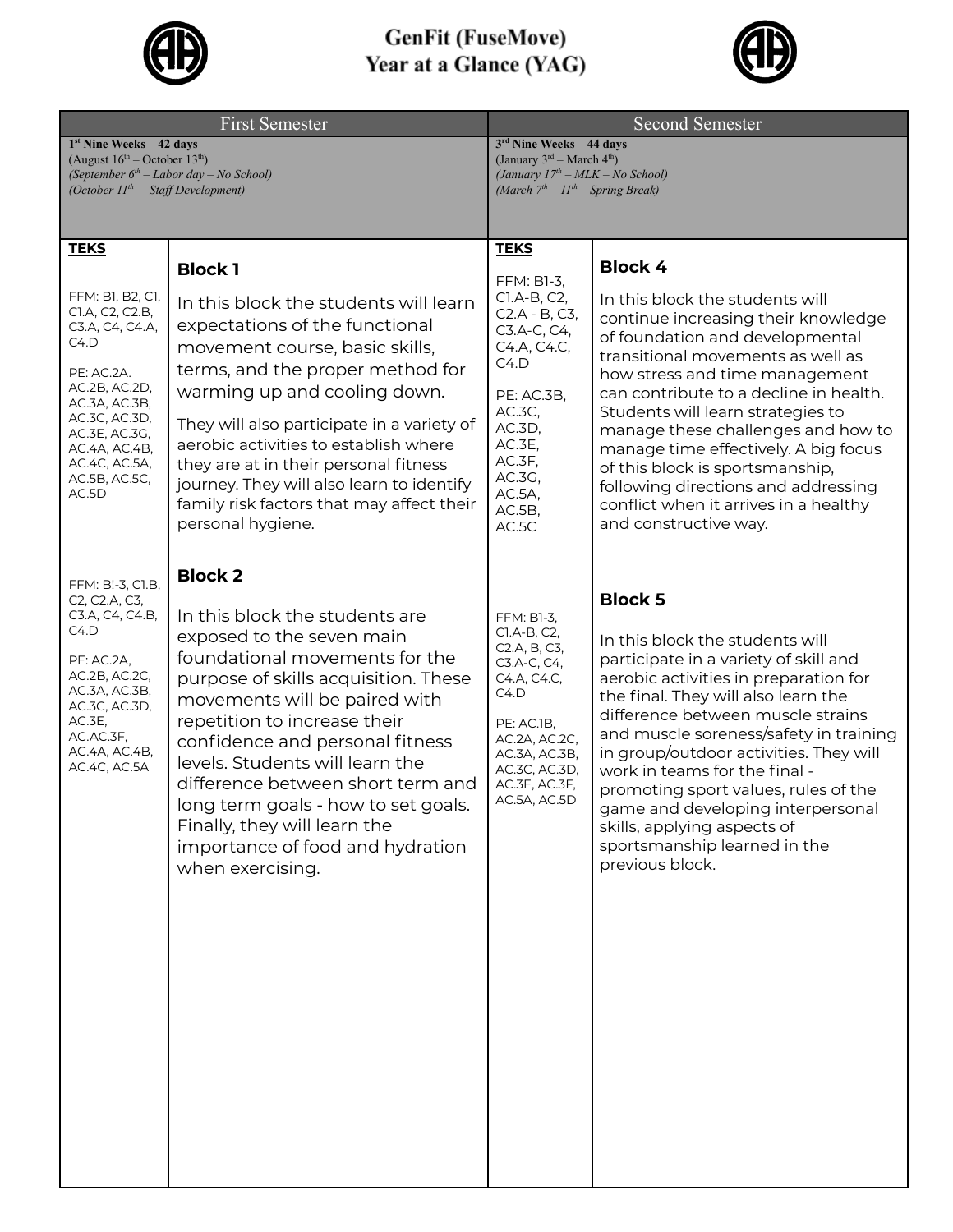# GenFit (FuseMove)
# Year at a Glance (YAG)

| First Semester | | Second Semester | |
|---|---|---|---|
| **1st Nine Weeks – 42 days**<br>(August 16th – October 13th)<br>*(September 6th – Labor day – No School)*<br>*(October 11th – Staff Development)* | | **3rd Nine Weeks – 44 days**<br>(January 3rd – March 4th)<br>*(January 17th – MLK – No School)*<br>*(March 7th – 11th – Spring Break)* | |
| **TEKS**<br><br>FFM: B1, B2, C1, C1.A, C2, C2.B, C3.A, C4, C4.A, C4.D<br><br>PE: AC.2A. AC.2B, AC.2D, AC.3A, AC.3B, AC.3C, AC.3D, AC.3E, AC.3G, AC.4A, AC.4B, AC.4C, AC.5A, AC.5B, AC.5C, AC.5D | **Block 1**<br><br>In this block the students will learn expectations of the functional movement course, basic skills, terms, and the proper method for warming up and cooling down.<br><br>They will also participate in a variety of aerobic activities to establish where they are at in their personal fitness journey. They will also learn to identify family risk factors that may affect their personal hygiene. | **TEKS**<br><br>FFM: B1-3, C1.A-B, C2, C2.A - B, C3, C3.A-C, C4, C4.A, C4.C, C4.D<br><br>PE: AC.3B, AC.3C, AC.3D, AC.3E, AC.3F, AC.3G, AC.5A, AC.5B, AC.5C | **Block 4**<br><br>In this block the students will continue increasing their knowledge of foundation and developmental transitional movements as well as how stress and time management can contribute to a decline in health. Students will learn strategies to manage these challenges and how to manage time effectively. A big focus of this block is sportsmanship, following directions and addressing conflict when it arrives in a healthy and constructive way. |
| FFM: B!-3, C1.B, C2, C2.A, C3, C3.A, C4, C4.B, C4.D<br><br>PE: AC.2A, AC.2B, AC.2C, AC.3A, AC.3B, AC.3C, AC.3D, AC.3E, AC.AC.3F, AC.4A, AC.4B, AC.4C, AC.5A | **Block 2**<br><br>In this block the students are exposed to the seven main foundational movements for the purpose of skills acquisition. These movements will be paired with repetition to increase their confidence and personal fitness levels. Students will learn the difference between short term and long term goals - how to set goals. Finally, they will learn the importance of food and hydration when exercising. | FFM: B1-3, C1.A-B, C2, C2.A, B, C3, C3.A-C, C4, C4.A, C4.C, C4.D<br><br>PE: AC.1B, AC.2A, AC.2C, AC.3A, AC.3B, AC.3C, AC.3D, AC.3E, AC.3F, AC.5A, AC.5D | **Block 5**<br><br>In this block the students will participate in a variety of skill and aerobic activities in preparation for the final. They will also learn the difference between muscle strains and muscle soreness/safety in training in group/outdoor activities. They will work in teams for the final - promoting sport values, rules of the game and developing interpersonal skills, applying aspects of sportsmanship learned in the previous block. |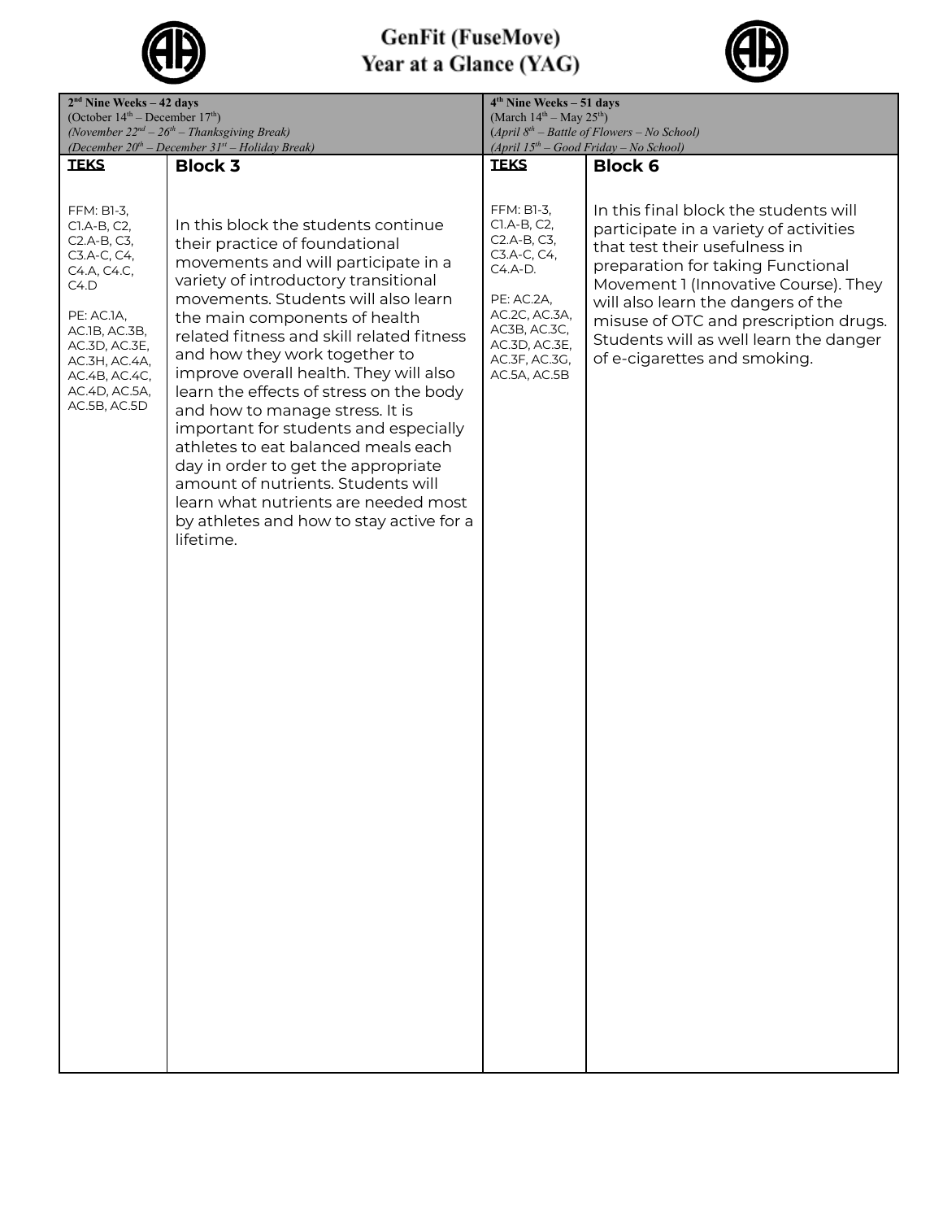# GenFit (FuseMove)
# Year at a Glance (YAG)

| **2nd Nine Weeks – 42 days**<br>(October 14th – December 17th)<br>*(November 22nd – 26th – Thanksgiving Break)*<br>*(December 20th – December 31st – Holiday Break)* | | **4th Nine Weeks – 51 days**<br>(March 14th – May 25th)<br>*(April 8th – Battle of Flowers – No School)*<br>*(April 15th – Good Friday – No School)* | |
|---|---|---|---|
| **TEKS** | **Block 3** | **TEKS** | **Block 6** |
| FFM: B1-3, C1.A-B, C2, C2.A-B, C3, C3.A-C, C4, C4.A, C4.C, C4.D<br><br>PE: AC.1A, AC.1B, AC.3B, AC.3D, AC.3E, AC.3H, AC.4A, AC.4B, AC.4C, AC.4D, AC.5A, AC.5B, AC.5D | In this block the students continue their practice of foundational movements and will participate in a variety of introductory transitional movements. Students will also learn the main components of health related fitness and skill related fitness and how they work together to improve overall health. They will also learn the effects of stress on the body and how to manage stress. It is important for students and especially athletes to eat balanced meals each day in order to get the appropriate amount of nutrients. Students will learn what nutrients are needed most by athletes and how to stay active for a lifetime. | FFM: B1-3, C1.A-B, C2, C2.A-B, C3, C3.A-C, C4, C4.A-D.<br><br>PE: AC.2A, AC.2C, AC.3A, AC3B, AC.3C, AC.3D, AC.3E, AC.3F, AC.3G, AC.5A, AC.5B | In this final block the students will participate in a variety of activities that test their usefulness in preparation for taking Functional Movement 1 (Innovative Course). They will also learn the dangers of the misuse of OTC and prescription drugs. Students will as well learn the danger of e-cigarettes and smoking. |